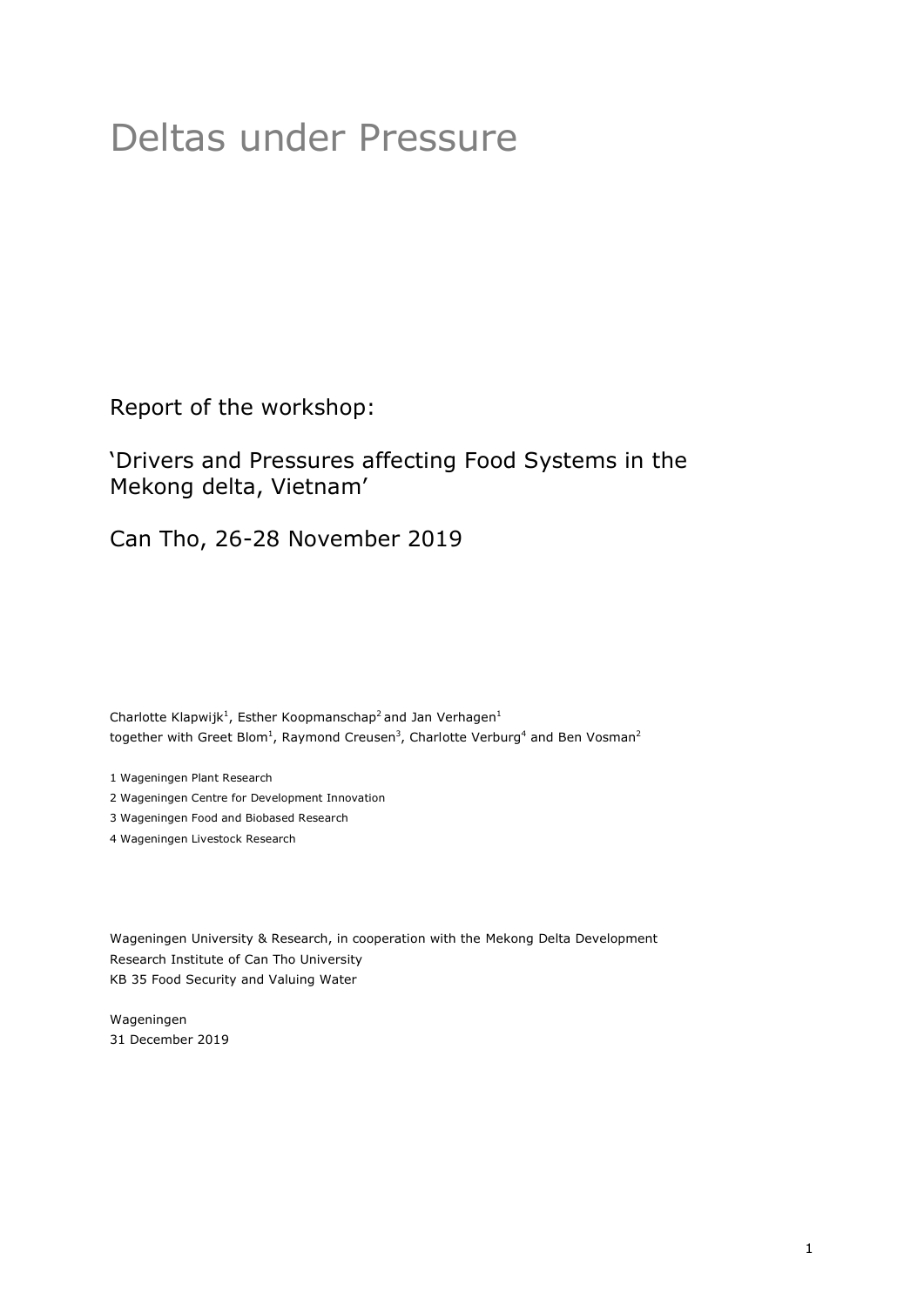# Deltas under Pressure

Report of the workshop:

'Drivers and Pressures affecting Food Systems in the Mekong delta, Vietnam'

Can Tho, 26-28 November 2019

Charlotte Klapwijk[1], Esther Koopmanschap[2] and Jan Verhagen[1]
together with Greet Blom[1], Raymond Creusen[3], Charlotte Verburg[4] and Ben Vosman[2]

1 Wageningen Plant Research

2 Wageningen Centre for Development Innovation

3 Wageningen Food and Biobased Research

4 Wageningen Livestock Research

Wageningen University & Research, in cooperation with the Mekong Delta Development Research Institute of Can Tho University
KB 35 Food Security and Valuing Water

Wageningen
31 December 2019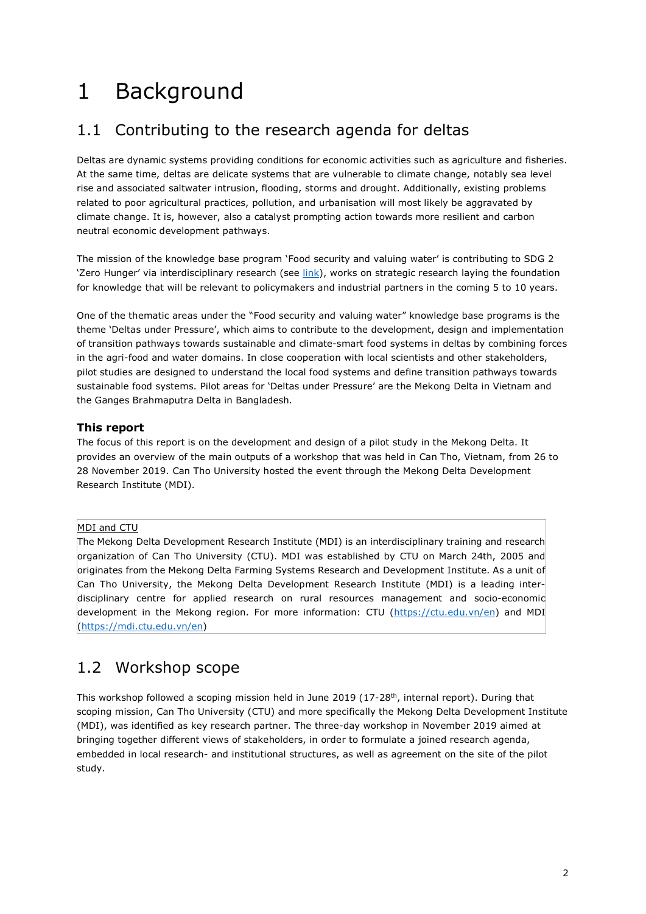# 1 Background

## 1.1 Contributing to the research agenda for deltas

Deltas are dynamic systems providing conditions for economic activities such as agriculture and fisheries. At the same time, deltas are delicate systems that are vulnerable to climate change, notably sea level rise and associated saltwater intrusion, flooding, storms and drought. Additionally, existing problems related to poor agricultural practices, pollution, and urbanisation will most likely be aggravated by climate change. It is, however, also a catalyst prompting action towards more resilient and carbon neutral economic development pathways.

The mission of the knowledge base program 'Food security and valuing water' is contributing to SDG 2 'Zero Hunger' via interdisciplinary research (see link), works on strategic research laying the foundation for knowledge that will be relevant to policymakers and industrial partners in the coming 5 to 10 years.

One of the thematic areas under the "Food security and valuing water" knowledge base programs is the theme 'Deltas under Pressure', which aims to contribute to the development, design and implementation of transition pathways towards sustainable and climate-smart food systems in deltas by combining forces in the agri-food and water domains. In close cooperation with local scientists and other stakeholders, pilot studies are designed to understand the local food systems and define transition pathways towards sustainable food systems. Pilot areas for 'Deltas under Pressure' are the Mekong Delta in Vietnam and the Ganges Brahmaputra Delta in Bangladesh.

### This report

The focus of this report is on the development and design of a pilot study in the Mekong Delta. It provides an overview of the main outputs of a workshop that was held in Can Tho, Vietnam, from 26 to 28 November 2019. Can Tho University hosted the event through the Mekong Delta Development Research Institute (MDI).

> MDI and CTU
>
> The Mekong Delta Development Research Institute (MDI) is an interdisciplinary training and research organization of Can Tho University (CTU). MDI was established by CTU on March 24th, 2005 and originates from the Mekong Delta Farming Systems Research and Development Institute. As a unit of Can Tho University, the Mekong Delta Development Research Institute (MDI) is a leading inter-disciplinary centre for applied research on rural resources management and socio-economic development in the Mekong region. For more information: CTU (https://ctu.edu.vn/en) and MDI (https://mdi.ctu.edu.vn/en)

## 1.2 Workshop scope

This workshop followed a scoping mission held in June 2019 (17-28th, internal report). During that scoping mission, Can Tho University (CTU) and more specifically the Mekong Delta Development Institute (MDI), was identified as key research partner. The three-day workshop in November 2019 aimed at bringing together different views of stakeholders, in order to formulate a joined research agenda, embedded in local research- and institutional structures, as well as agreement on the site of the pilot study.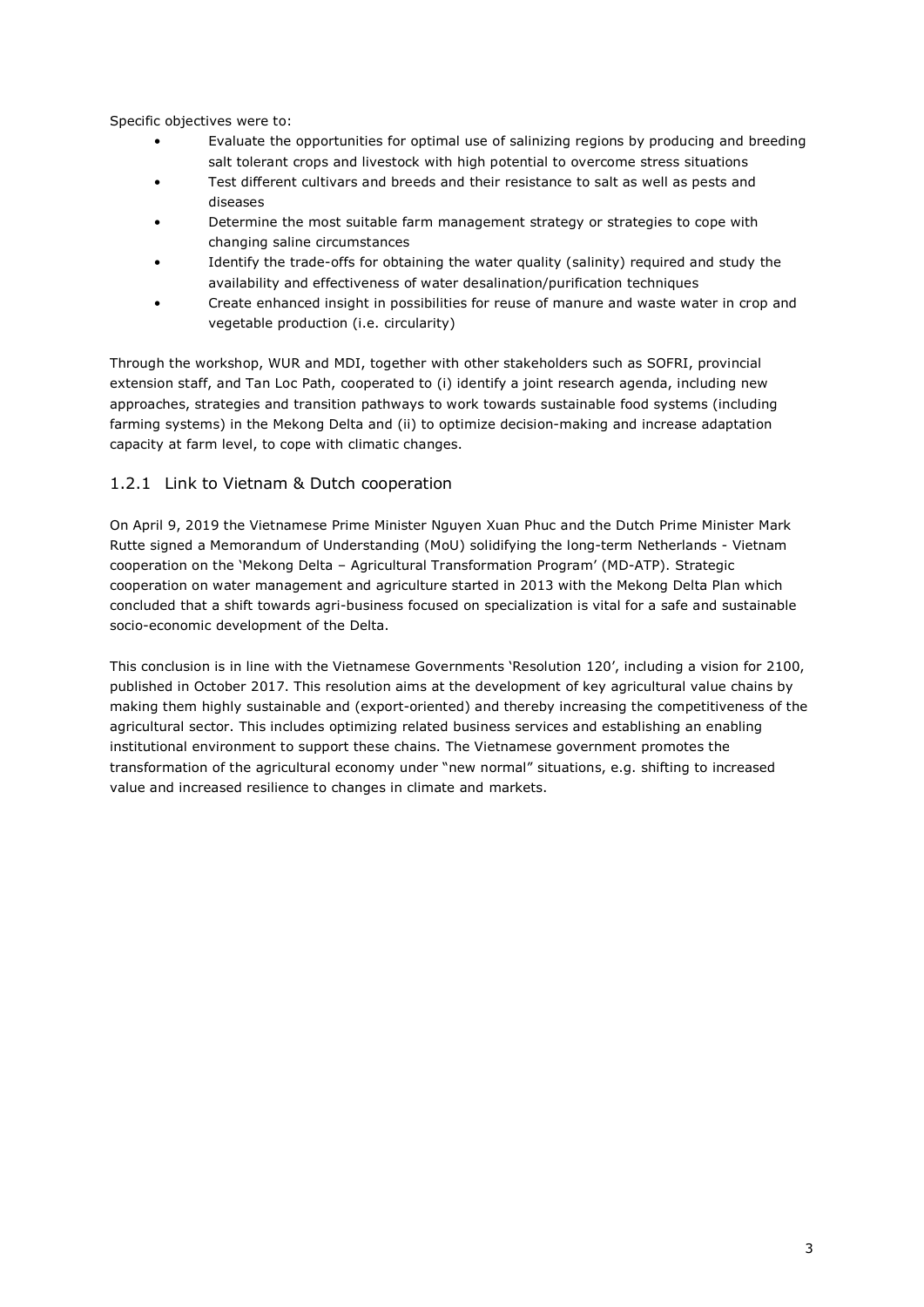Specific objectives were to:

- Evaluate the opportunities for optimal use of salinizing regions by producing and breeding salt tolerant crops and livestock with high potential to overcome stress situations
- Test different cultivars and breeds and their resistance to salt as well as pests and diseases
- Determine the most suitable farm management strategy or strategies to cope with changing saline circumstances
- Identify the trade-offs for obtaining the water quality (salinity) required and study the availability and effectiveness of water desalination/purification techniques
- Create enhanced insight in possibilities for reuse of manure and waste water in crop and vegetable production (i.e. circularity)

Through the workshop, WUR and MDI, together with other stakeholders such as SOFRI, provincial extension staff, and Tan Loc Path, cooperated to (i) identify a joint research agenda, including new approaches, strategies and transition pathways to work towards sustainable food systems (including farming systems) in the Mekong Delta and (ii) to optimize decision-making and increase adaptation capacity at farm level, to cope with climatic changes.

### 1.2.1 Link to Vietnam & Dutch cooperation

On April 9, 2019 the Vietnamese Prime Minister Nguyen Xuan Phuc and the Dutch Prime Minister Mark Rutte signed a Memorandum of Understanding (MoU) solidifying the long-term Netherlands - Vietnam cooperation on the 'Mekong Delta – Agricultural Transformation Program' (MD-ATP). Strategic cooperation on water management and agriculture started in 2013 with the Mekong Delta Plan which concluded that a shift towards agri-business focused on specialization is vital for a safe and sustainable socio-economic development of the Delta.

This conclusion is in line with the Vietnamese Governments 'Resolution 120', including a vision for 2100, published in October 2017. This resolution aims at the development of key agricultural value chains by making them highly sustainable and (export-oriented) and thereby increasing the competitiveness of the agricultural sector. This includes optimizing related business services and establishing an enabling institutional environment to support these chains. The Vietnamese government promotes the transformation of the agricultural economy under "new normal" situations, e.g. shifting to increased value and increased resilience to changes in climate and markets.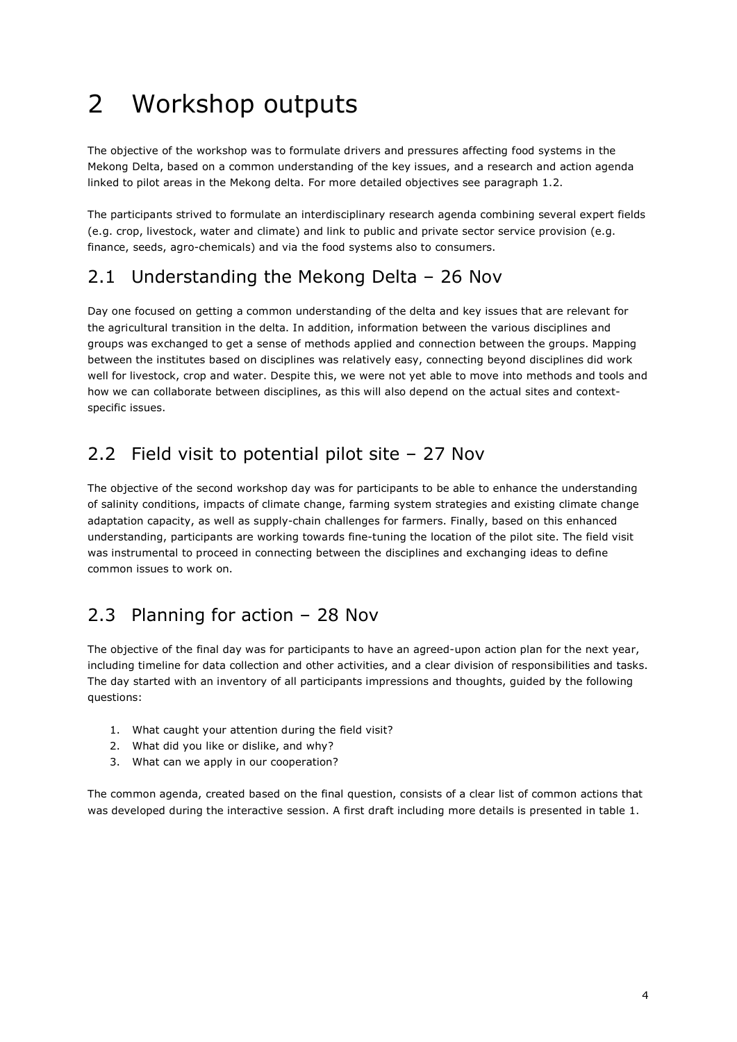# 2 Workshop outputs

The objective of the workshop was to formulate drivers and pressures affecting food systems in the Mekong Delta, based on a common understanding of the key issues, and a research and action agenda linked to pilot areas in the Mekong delta. For more detailed objectives see paragraph 1.2.

The participants strived to formulate an interdisciplinary research agenda combining several expert fields (e.g. crop, livestock, water and climate) and link to public and private sector service provision (e.g. finance, seeds, agro-chemicals) and via the food systems also to consumers.

## 2.1 Understanding the Mekong Delta – 26 Nov

Day one focused on getting a common understanding of the delta and key issues that are relevant for the agricultural transition in the delta. In addition, information between the various disciplines and groups was exchanged to get a sense of methods applied and connection between the groups. Mapping between the institutes based on disciplines was relatively easy, connecting beyond disciplines did work well for livestock, crop and water. Despite this, we were not yet able to move into methods and tools and how we can collaborate between disciplines, as this will also depend on the actual sites and context-specific issues.

## 2.2 Field visit to potential pilot site – 27 Nov

The objective of the second workshop day was for participants to be able to enhance the understanding of salinity conditions, impacts of climate change, farming system strategies and existing climate change adaptation capacity, as well as supply-chain challenges for farmers. Finally, based on this enhanced understanding, participants are working towards fine-tuning the location of the pilot site. The field visit was instrumental to proceed in connecting between the disciplines and exchanging ideas to define common issues to work on.

## 2.3 Planning for action – 28 Nov

The objective of the final day was for participants to have an agreed-upon action plan for the next year, including timeline for data collection and other activities, and a clear division of responsibilities and tasks. The day started with an inventory of all participants impressions and thoughts, guided by the following questions:

1. What caught your attention during the field visit?
2. What did you like or dislike, and why?
3. What can we apply in our cooperation?

The common agenda, created based on the final question, consists of a clear list of common actions that was developed during the interactive session. A first draft including more details is presented in table 1.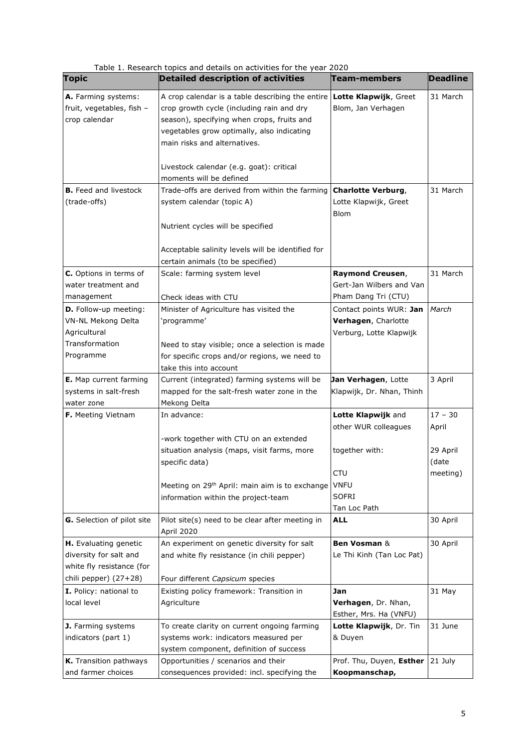Table 1. Research topics and details on activities for the year 2020

| Topic | Detailed description of activities | Team-members | Deadline |
|---|---|---|---|
| **A.** Farming systems: fruit, vegetables, fish – crop calendar | A crop calendar is a table describing the entire crop growth cycle (including rain and dry season), specifying when crops, fruits and vegetables grow optimally, also indicating main risks and alternatives.<br><br>Livestock calendar (e.g. goat): critical moments will be defined | **Lotte Klapwijk**, Greet Blom, Jan Verhagen | 31 March |
| **B.** Feed and livestock (trade-offs) | Trade-offs are derived from within the farming system calendar (topic A)<br><br>Nutrient cycles will be specified<br><br>Acceptable salinity levels will be identified for certain animals (to be specified) | **Charlotte Verburg**, Lotte Klapwijk, Greet Blom | 31 March |
| **C.** Options in terms of water treatment and management | Scale: farming system level<br><br>Check ideas with CTU | **Raymond Creusen**, Gert-Jan Wilbers and Van Pham Dang Tri (CTU) | 31 March |
| **D.** Follow-up meeting: VN-NL Mekong Delta Agricultural Transformation Programme | Minister of Agriculture has visited the 'programme'<br><br>Need to stay visible; once a selection is made for specific crops and/or regions, we need to take this into account | Contact points WUR: **Jan Verhagen**, Charlotte Verburg, Lotte Klapwijk | *March* |
| **E.** Map current farming systems in salt-fresh water zone | Current (integrated) farming systems will be mapped for the salt-fresh water zone in the Mekong Delta | **Jan Verhagen**, Lotte Klapwijk, Dr. Nhan, Thinh | 3 April |
| **F.** Meeting Vietnam | In advance:<br><br>-work together with CTU on an extended situation analysis (maps, visit farms, more specific data)<br><br>Meeting on 29th April: main aim is to exchange information within the project-team | **Lotte Klapwijk** and other WUR colleagues<br><br>together with:<br><br>CTU<br>VNFU<br>SOFRI<br>Tan Loc Path | 17 – 30 April<br><br>29 April (date meeting) |
| **G.** Selection of pilot site | Pilot site(s) need to be clear after meeting in April 2020 | **ALL** | 30 April |
| **H.** Evaluating genetic diversity for salt and white fly resistance (for chili pepper) (27+28) | An experiment on genetic diversity for salt and white fly resistance (in chili pepper)<br><br>Four different *Capsicum* species | **Ben Vosman** & Le Thi Kinh (Tan Loc Pat) | 30 April |
| **I.** Policy: national to local level | Existing policy framework: Transition in Agriculture | **Jan Verhagen**, Dr. Nhan, Esther, Mrs. Ha (VNFU) | 31 May |
| **J.** Farming systems indicators (part 1) | To create clarity on current ongoing farming systems work: indicators measured per system component, definition of success | **Lotte Klapwijk**, Dr. Tin & Duyen | 31 June |
| **K.** Transition pathways and farmer choices | Opportunities / scenarios and their consequences provided: incl. specifying the | Prof. Thu, Duyen, **Esther Koopmanschap,** | 21 July |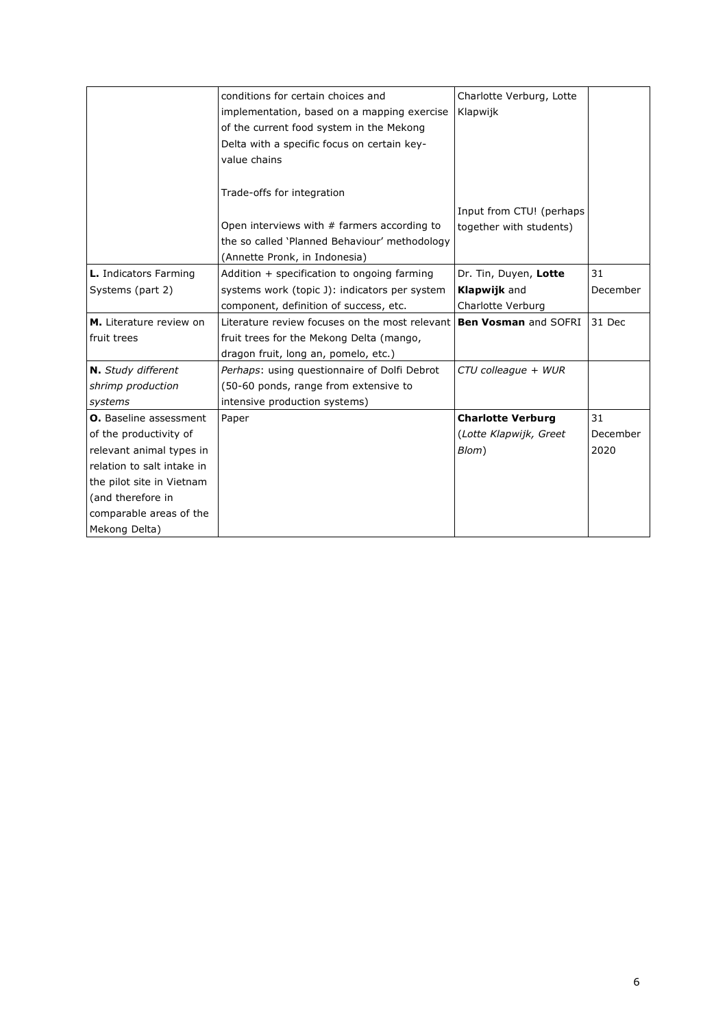| | | | |
|---|---|---|---|
| | conditions for certain choices and implementation, based on a mapping exercise of the current food system in the Mekong Delta with a specific focus on certain key-value chains<br><br>Trade-offs for integration<br><br>Open interviews with # farmers according to the so called 'Planned Behaviour' methodology (Annette Pronk, in Indonesia) | Charlotte Verburg, Lotte Klapwijk<br><br><br><br><br>Input from CTU! (perhaps together with students) | |
| **L.** Indicators Farming Systems (part 2) | Addition + specification to ongoing farming systems work (topic J): indicators per system component, definition of success, etc. | Dr. Tin, Duyen, **Lotte Klapwijk** and Charlotte Verburg | 31 December |
| **M.** Literature review on fruit trees | Literature review focuses on the most relevant fruit trees for the Mekong Delta (mango, dragon fruit, long an, pomelo, etc.) | **Ben Vosman** and SOFRI | 31 Dec |
| **N.** *Study different shrimp production systems* | *Perhaps*: using questionnaire of Dolfi Debrot (50-60 ponds, range from extensive to intensive production systems) | *CTU colleague + WUR* | |
| **O.** Baseline assessment of the productivity of relevant animal types in relation to salt intake in the pilot site in Vietnam (and therefore in comparable areas of the Mekong Delta) | Paper | **Charlotte Verburg** (*Lotte Klapwijk, Greet Blom*) | 31 December 2020 |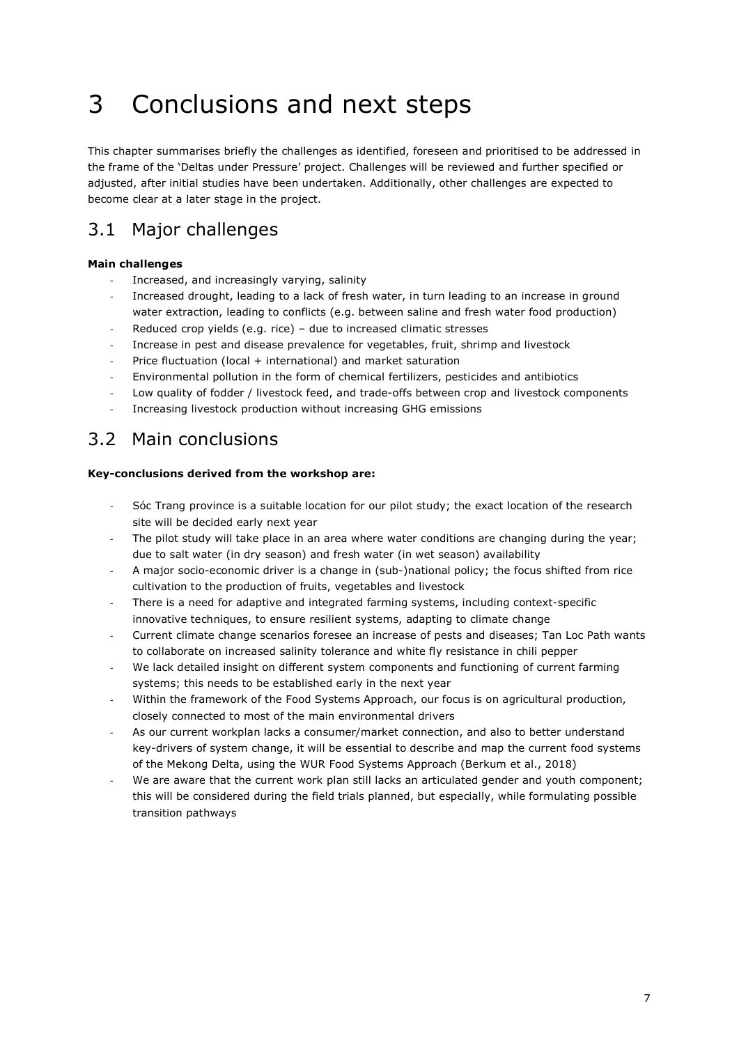# 3 Conclusions and next steps

This chapter summarises briefly the challenges as identified, foreseen and prioritised to be addressed in the frame of the 'Deltas under Pressure' project. Challenges will be reviewed and further specified or adjusted, after initial studies have been undertaken. Additionally, other challenges are expected to become clear at a later stage in the project.

## 3.1 Major challenges

**Main challenges**

- Increased, and increasingly varying, salinity
- Increased drought, leading to a lack of fresh water, in turn leading to an increase in ground water extraction, leading to conflicts (e.g. between saline and fresh water food production)
- Reduced crop yields (e.g. rice) – due to increased climatic stresses
- Increase in pest and disease prevalence for vegetables, fruit, shrimp and livestock
- Price fluctuation (local + international) and market saturation
- Environmental pollution in the form of chemical fertilizers, pesticides and antibiotics
- Low quality of fodder / livestock feed, and trade-offs between crop and livestock components
- Increasing livestock production without increasing GHG emissions

## 3.2 Main conclusions

**Key-conclusions derived from the workshop are:**

- Sóc Trang province is a suitable location for our pilot study; the exact location of the research site will be decided early next year
- The pilot study will take place in an area where water conditions are changing during the year; due to salt water (in dry season) and fresh water (in wet season) availability
- A major socio-economic driver is a change in (sub-)national policy; the focus shifted from rice cultivation to the production of fruits, vegetables and livestock
- There is a need for adaptive and integrated farming systems, including context-specific innovative techniques, to ensure resilient systems, adapting to climate change
- Current climate change scenarios foresee an increase of pests and diseases; Tan Loc Path wants to collaborate on increased salinity tolerance and white fly resistance in chili pepper
- We lack detailed insight on different system components and functioning of current farming systems; this needs to be established early in the next year
- Within the framework of the Food Systems Approach, our focus is on agricultural production, closely connected to most of the main environmental drivers
- As our current workplan lacks a consumer/market connection, and also to better understand key-drivers of system change, it will be essential to describe and map the current food systems of the Mekong Delta, using the WUR Food Systems Approach (Berkum et al., 2018)
- We are aware that the current work plan still lacks an articulated gender and youth component; this will be considered during the field trials planned, but especially, while formulating possible transition pathways